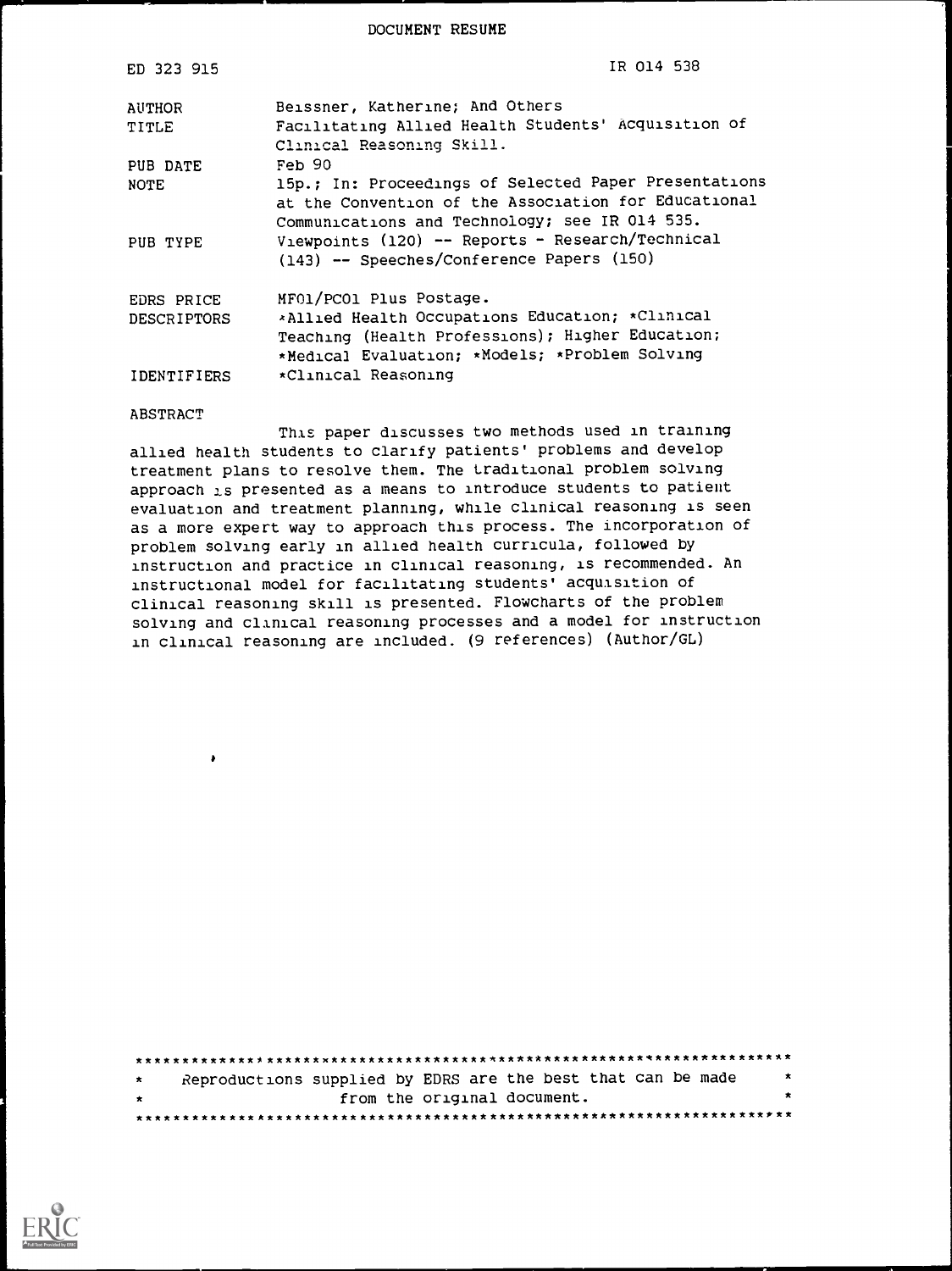DOCUMENT RESUME

| | |
|---|---|
| ED 323 915 | IR 014 538 |
| AUTHOR | Beissner, Katherine; And Others |
| TITLE | Facilitating Allied Health Students' Acquisition of Clinical Reasoning Skill. |
| PUB DATE | Feb 90 |
| NOTE | 15p.; In: Proceedings of Selected Paper Presentations at the Convention of the Association for Educational Communications and Technology; see IR 014 535. |
| PUB TYPE | Viewpoints (120) -- Reports - Research/Technical (143) -- Speeches/Conference Papers (150) |
| EDRS PRICE | MF01/PC01 Plus Postage. |
| DESCRIPTORS | *Allied Health Occupations Education; *Clinical Teaching (Health Professions); Higher Education; *Medical Evaluation; *Models; *Problem Solving |
| IDENTIFIERS | *Clinical Reasoning |

ABSTRACT

This paper discusses two methods used in training allied health students to clarify patients' problems and develop treatment plans to resolve them. The traditional problem solving approach is presented as a means to introduce students to patient evaluation and treatment planning, while clinical reasoning is seen as a more expert way to approach this process. The incorporation of problem solving early in allied health curricula, followed by instruction and practice in clinical reasoning, is recommended. An instructional model for facilitating students' acquisition of clinical reasoning skill is presented. Flowcharts of the problem solving and clinical reasoning processes and a model for instruction in clinical reasoning are included. (9 references) (Author/GL)

Reproductions supplied by EDRS are the best that can be made from the original document.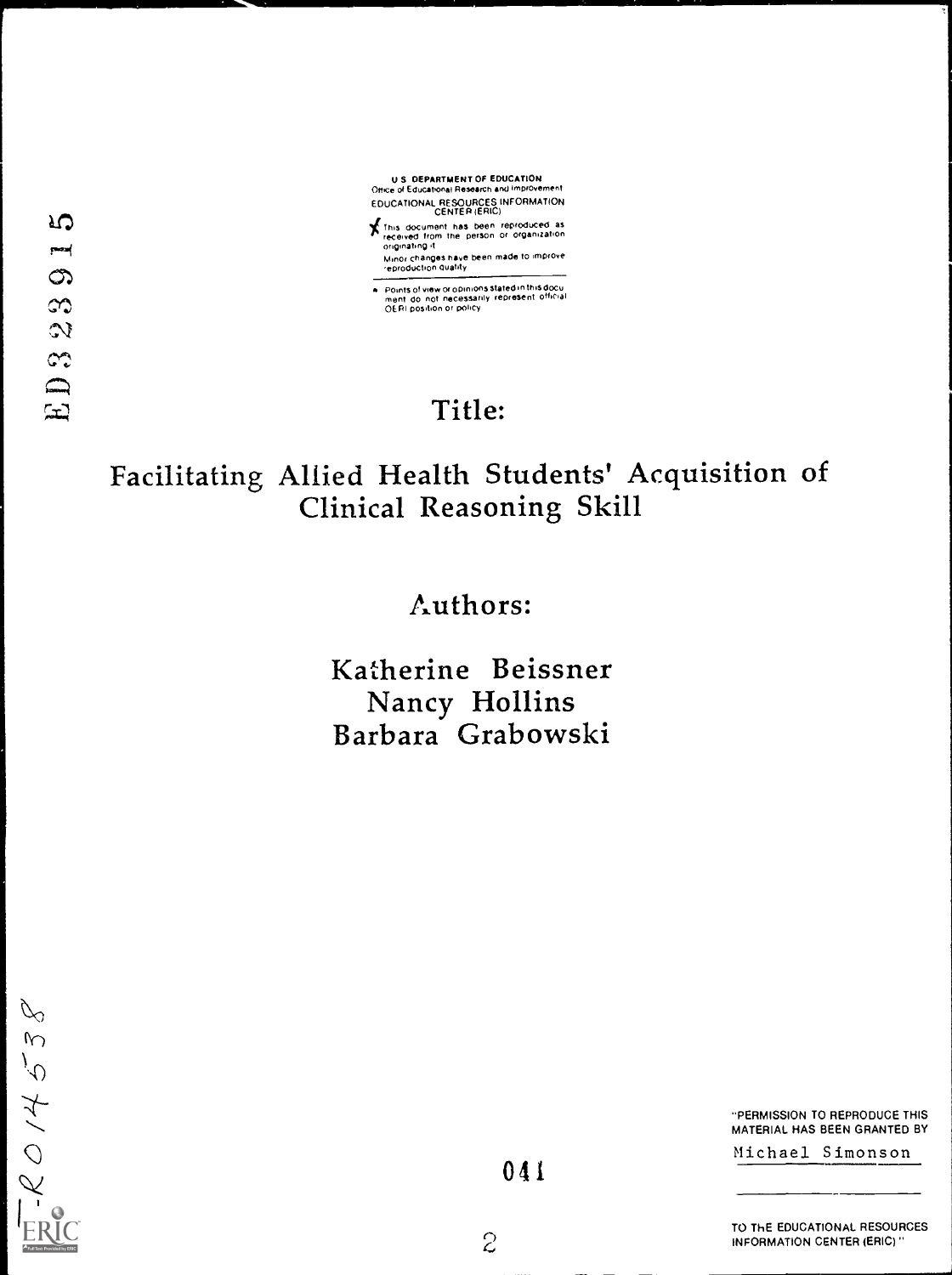U S DEPARTMENT OF EDUCATION
Office of Educational Research and Improvement
EDUCATIONAL RESOURCES INFORMATION CENTER (ERIC)

This document has been reproduced as received from the person or organization originating it

Minor changes have been made to improve reproduction quality

Points of view or opinions stated in this document do not necessarily represent official OERI position or policy

ED 323 915

# Title:

# Facilitating Allied Health Students' Acquisition of Clinical Reasoning Skill

## Authors:

Katherine Beissner
Nancy Hollins
Barbara Grabowski

IR014538

041

"PERMISSION TO REPRODUCE THIS MATERIAL HAS BEEN GRANTED BY

Michael Simonson

TO THE EDUCATIONAL RESOURCES INFORMATION CENTER (ERIC)"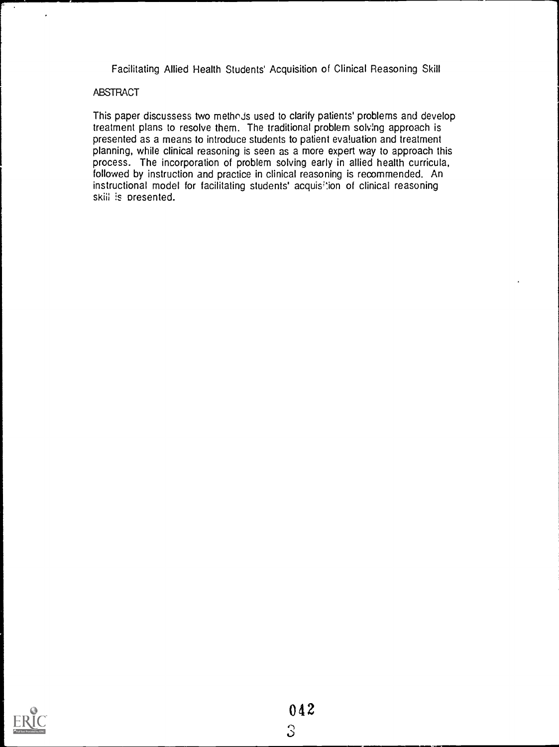Facilitating Allied Health Students' Acquisition of Clinical Reasoning Skill

## ABSTRACT

This paper discussess two methods used to clarify patients' problems and develop treatment plans to resolve them. The traditional problem solving approach is presented as a means to introduce students to patient evaluation and treatment planning, while clinical reasoning is seen as a more expert way to approach this process. The incorporation of problem solving early in allied health curricula, followed by instruction and practice in clinical reasoning is recommended. An instructional model for facilitating students' acquisition of clinical reasoning skill is presented.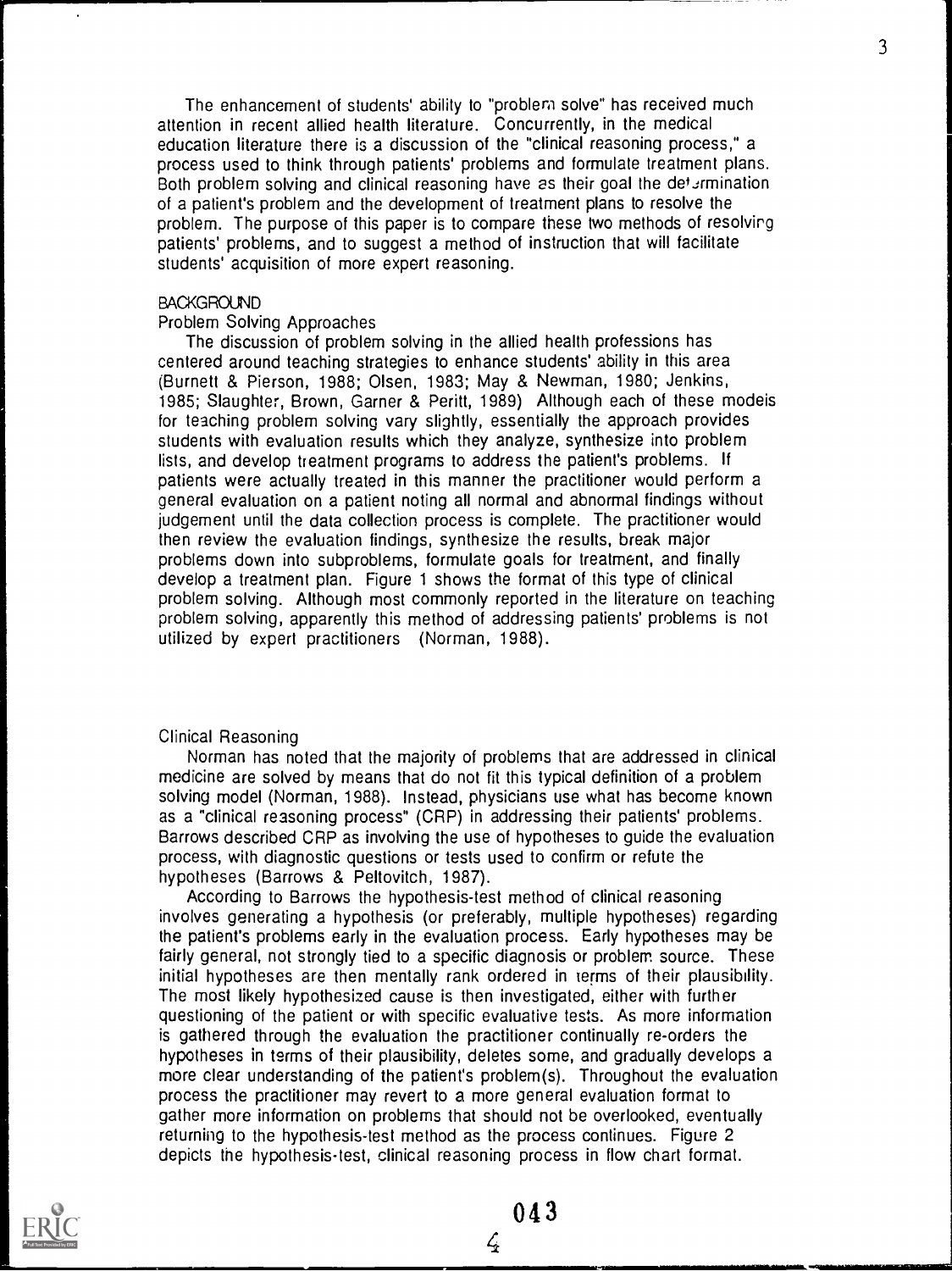The enhancement of students' ability to "problem solve" has received much attention in recent allied health literature. Concurrently, in the medical education literature there is a discussion of the "clinical reasoning process," a process used to think through patients' problems and formulate treatment plans. Both problem solving and clinical reasoning have as their goal the determination of a patient's problem and the development of treatment plans to resolve the problem. The purpose of this paper is to compare these two methods of resolving patients' problems, and to suggest a method of instruction that will facilitate students' acquisition of more expert reasoning.

## BACKGROUND

### Problem Solving Approaches

The discussion of problem solving in the allied health professions has centered around teaching strategies to enhance students' ability in this area (Burnett & Pierson, 1988; Olsen, 1983; May & Newman, 1980; Jenkins, 1985; Slaughter, Brown, Garner & Peritt, 1989) Although each of these models for teaching problem solving vary slightly, essentially the approach provides students with evaluation results which they analyze, synthesize into problem lists, and develop treatment programs to address the patient's problems. If patients were actually treated in this manner the practitioner would perform a general evaluation on a patient noting all normal and abnormal findings without judgement until the data collection process is complete. The practitioner would then review the evaluation findings, synthesize the results, break major problems down into subproblems, formulate goals for treatment, and finally develop a treatment plan. Figure 1 shows the format of this type of clinical problem solving. Although most commonly reported in the literature on teaching problem solving, apparently this method of addressing patients' problems is not utilized by expert practitioners (Norman, 1988).

### Clinical Reasoning

Norman has noted that the majority of problems that are addressed in clinical medicine are solved by means that do not fit this typical definition of a problem solving model (Norman, 1988). Instead, physicians use what has become known as a "clinical reasoning process" (CRP) in addressing their patients' problems. Barrows described CRP as involving the use of hypotheses to guide the evaluation process, with diagnostic questions or tests used to confirm or refute the hypotheses (Barrows & Peltovitch, 1987).

According to Barrows the hypothesis-test method of clinical reasoning involves generating a hypothesis (or preferably, multiple hypotheses) regarding the patient's problems early in the evaluation process. Early hypotheses may be fairly general, not strongly tied to a specific diagnosis or problem source. These initial hypotheses are then mentally rank ordered in terms of their plausibility. The most likely hypothesized cause is then investigated, either with further questioning of the patient or with specific evaluative tests. As more information is gathered through the evaluation the practitioner continually re-orders the hypotheses in terms of their plausibility, deletes some, and gradually develops a more clear understanding of the patient's problem(s). Throughout the evaluation process the practitioner may revert to a more general evaluation format to gather more information on problems that should not be overlooked, eventually returning to the hypothesis-test method as the process continues. Figure 2 depicts the hypothesis-test, clinical reasoning process in flow chart format.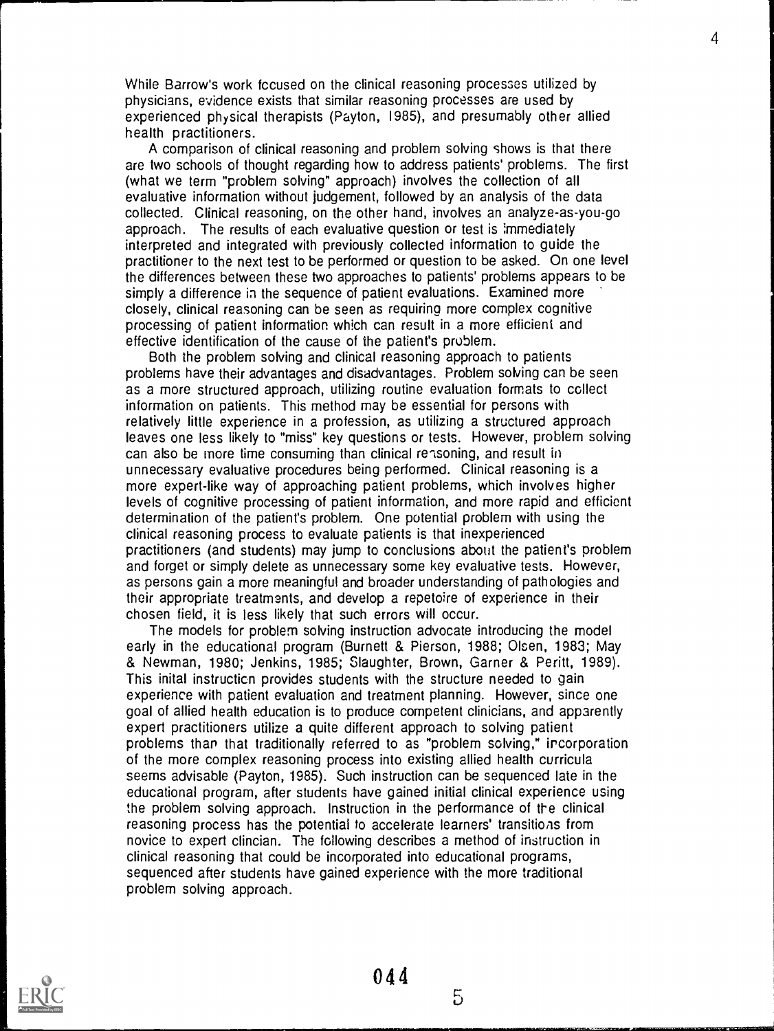While Barrow's work focused on the clinical reasoning processes utilized by physicians, evidence exists that similar reasoning processes are used by experienced physical therapists (Payton, 1985), and presumably other allied health practitioners.

A comparison of clinical reasoning and problem solving shows is that there are two schools of thought regarding how to address patients' problems. The first (what we term "problem solving" approach) involves the collection of all evaluative information without judgement, followed by an analysis of the data collected. Clinical reasoning, on the other hand, involves an analyze-as-you-go approach. The results of each evaluative question or test is immediately interpreted and integrated with previously collected information to guide the practitioner to the next test to be performed or question to be asked. On one level the differences between these two approaches to patients' problems appears to be simply a difference in the sequence of patient evaluations. Examined more closely, clinical reasoning can be seen as requiring more complex cognitive processing of patient information which can result in a more efficient and effective identification of the cause of the patient's problem.

Both the problem solving and clinical reasoning approach to patients problems have their advantages and disadvantages. Problem solving can be seen as a more structured approach, utilizing routine evaluation formats to collect information on patients. This method may be essential for persons with relatively little experience in a profession, as utilizing a structured approach leaves one less likely to "miss" key questions or tests. However, problem solving can also be more time consuming than clinical reasoning, and result in unnecessary evaluative procedures being performed. Clinical reasoning is a more expert-like way of approaching patient problems, which involves higher levels of cognitive processing of patient information, and more rapid and efficient determination of the patient's problem. One potential problem with using the clinical reasoning process to evaluate patients is that inexperienced practitioners (and students) may jump to conclusions about the patient's problem and forget or simply delete as unnecessary some key evaluative tests. However, as persons gain a more meaningful and broader understanding of pathologies and their appropriate treatments, and develop a repetoire of experience in their chosen field, it is less likely that such errors will occur.

The models for problem solving instruction advocate introducing the model early in the educational program (Burnett & Pierson, 1988; Olsen, 1983; May & Newman, 1980; Jenkins, 1985; Slaughter, Brown, Garner & Peritt, 1989). This inital instruction provides students with the structure needed to gain experience with patient evaluation and treatment planning. However, since one goal of allied health education is to produce competent clinicians, and apparently expert practitioners utilize a quite different approach to solving patient problems than that traditionally referred to as "problem solving," incorporation of the more complex reasoning process into existing allied health curricula seems advisable (Payton, 1985). Such instruction can be sequenced late in the educational program, after students have gained initial clinical experience using the problem solving approach. Instruction in the performance of the clinical reasoning process has the potential to accelerate learners' transitions from novice to expert clincian. The following describes a method of instruction in clinical reasoning that could be incorporated into educational programs, sequenced after students have gained experience with the more traditional problem solving approach.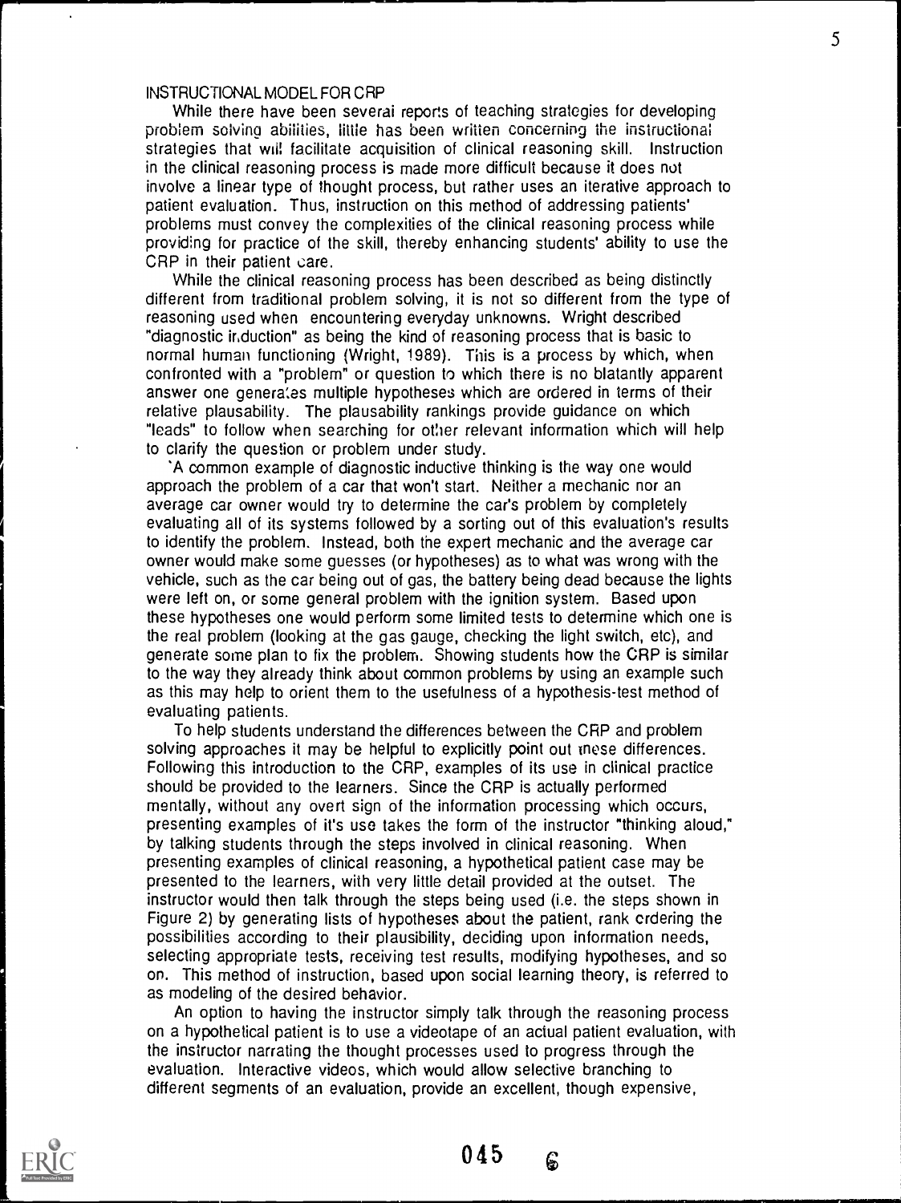INSTRUCTIONAL MODEL FOR CRP

While there have been several reports of teaching strategies for developing problem solving abilities, little has been written concerning the instructional strategies that will facilitate acquisition of clinical reasoning skill. Instruction in the clinical reasoning process is made more difficult because it does not involve a linear type of thought process, but rather uses an iterative approach to patient evaluation. Thus, instruction on this method of addressing patients' problems must convey the complexities of the clinical reasoning process while providing for practice of the skill, thereby enhancing students' ability to use the CRP in their patient care.

While the clinical reasoning process has been described as being distinctly different from traditional problem solving, it is not so different from the type of reasoning used when encountering everyday unknowns. Wright described "diagnostic induction" as being the kind of reasoning process that is basic to normal human functioning (Wright, 1989). This is a process by which, when confronted with a "problem" or question to which there is no blatantly apparent answer one generates multiple hypotheses which are ordered in terms of their relative plausibility. The plausibility rankings provide guidance on which "leads" to follow when searching for other relevant information which will help to clarify the question or problem under study.

A common example of diagnostic inductive thinking is the way one would approach the problem of a car that won't start. Neither a mechanic nor an average car owner would try to determine the car's problem by completely evaluating all of its systems followed by a sorting out of this evaluation's results to identify the problem. Instead, both the expert mechanic and the average car owner would make some guesses (or hypotheses) as to what was wrong with the vehicle, such as the car being out of gas, the battery being dead because the lights were left on, or some general problem with the ignition system. Based upon these hypotheses one would perform some limited tests to determine which one is the real problem (looking at the gas gauge, checking the light switch, etc), and generate some plan to fix the problem. Showing students how the CRP is similar to the way they already think about common problems by using an example such as this may help to orient them to the usefulness of a hypothesis-test method of evaluating patients.

To help students understand the differences between the CRP and problem solving approaches it may be helpful to explicitly point out these differences. Following this introduction to the CRP, examples of its use in clinical practice should be provided to the learners. Since the CRP is actually performed mentally, without any overt sign of the information processing which occurs, presenting examples of it's use takes the form of the instructor "thinking aloud," by talking students through the steps involved in clinical reasoning. When presenting examples of clinical reasoning, a hypothetical patient case may be presented to the learners, with very little detail provided at the outset. The instructor would then talk through the steps being used (i.e. the steps shown in Figure 2) by generating lists of hypotheses about the patient, rank ordering the possibilities according to their plausibility, deciding upon information needs, selecting appropriate tests, receiving test results, modifying hypotheses, and so on. This method of instruction, based upon social learning theory, is referred to as modeling of the desired behavior.

An option to having the instructor simply talk through the reasoning process on a hypothetical patient is to use a videotape of an actual patient evaluation, with the instructor narrating the thought processes used to progress through the evaluation. Interactive videos, which would allow selective branching to different segments of an evaluation, provide an excellent, though expensive,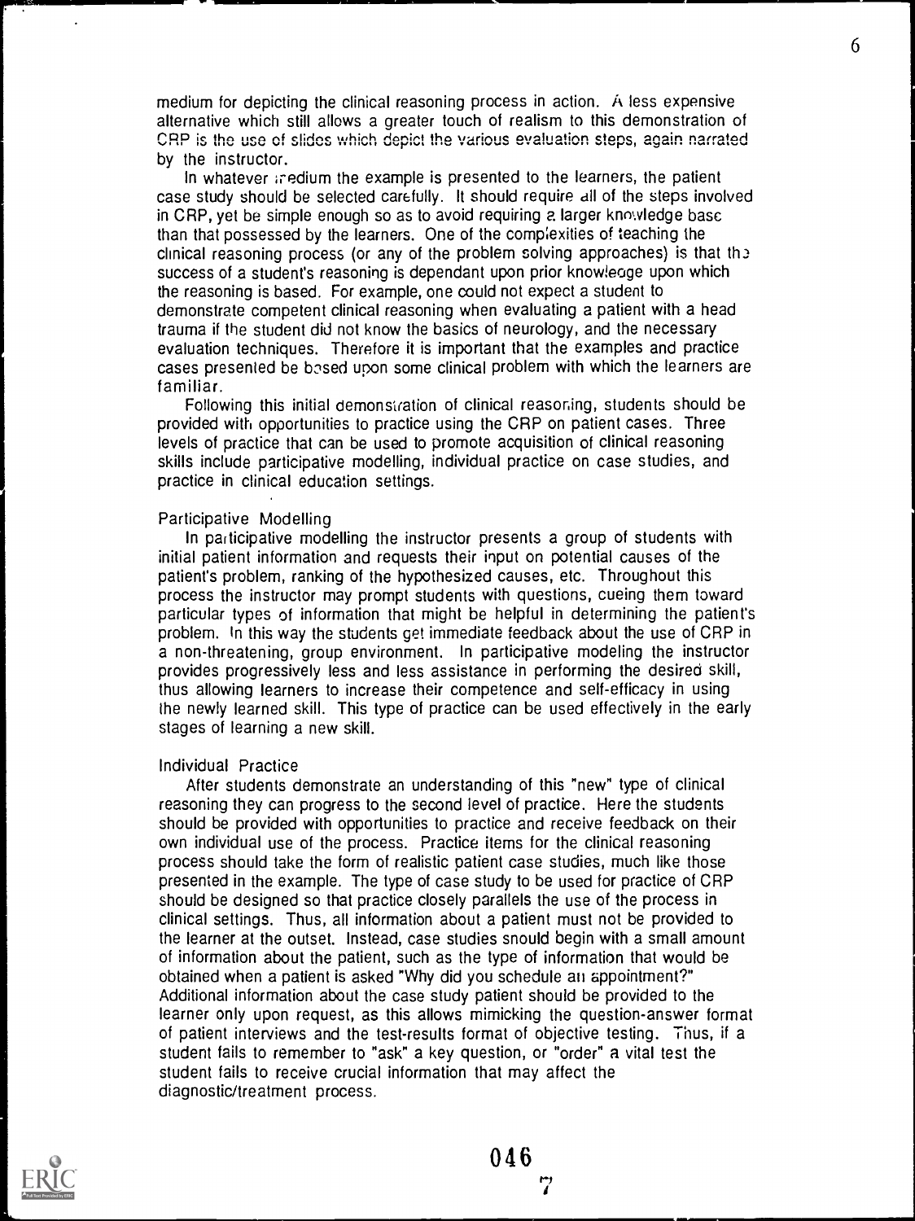medium for depicting the clinical reasoning process in action. A less expensive alternative which still allows a greater touch of realism to this demonstration of CRP is the use of slides which depict the various evaluation steps, again narrated by the instructor.

In whatever medium the example is presented to the learners, the patient case study should be selected carefully. It should require all of the steps involved in CRP, yet be simple enough so as to avoid requiring a larger knowledge base than that possessed by the learners. One of the complexities of teaching the clinical reasoning process (or any of the problem solving approaches) is that the success of a student's reasoning is dependant upon prior knowledge upon which the reasoning is based. For example, one could not expect a student to demonstrate competent clinical reasoning when evaluating a patient with a head trauma if the student did not know the basics of neurology, and the necessary evaluation techniques. Therefore it is important that the examples and practice cases presented be based upon some clinical problem with which the learners are familiar.

Following this initial demonstration of clinical reasoning, students should be provided with opportunities to practice using the CRP on patient cases. Three levels of practice that can be used to promote acquisition of clinical reasoning skills include participative modelling, individual practice on case studies, and practice in clinical education settings.

### Participative Modelling

In participative modelling the instructor presents a group of students with initial patient information and requests their input on potential causes of the patient's problem, ranking of the hypothesized causes, etc. Throughout this process the instructor may prompt students with questions, cueing them toward particular types of information that might be helpful in determining the patient's problem. In this way the students get immediate feedback about the use of CRP in a non-threatening, group environment. In participative modeling the instructor provides progressively less and less assistance in performing the desired skill, thus allowing learners to increase their competence and self-efficacy in using the newly learned skill. This type of practice can be used effectively in the early stages of learning a new skill.

### Individual Practice

After students demonstrate an understanding of this "new" type of clinical reasoning they can progress to the second level of practice. Here the students should be provided with opportunities to practice and receive feedback on their own individual use of the process. Practice items for the clinical reasoning process should take the form of realistic patient case studies, much like those presented in the example. The type of case study to be used for practice of CRP should be designed so that practice closely parallels the use of the process in clinical settings. Thus, all information about a patient must not be provided to the learner at the outset. Instead, case studies should begin with a small amount of information about the patient, such as the type of information that would be obtained when a patient is asked "Why did you schedule an appointment?" Additional information about the case study patient should be provided to the learner only upon request, as this allows mimicking the question-answer format of patient interviews and the test-results format of objective testing. Thus, if a student fails to remember to "ask" a key question, or "order" a vital test the student fails to receive crucial information that may affect the diagnostic/treatment process.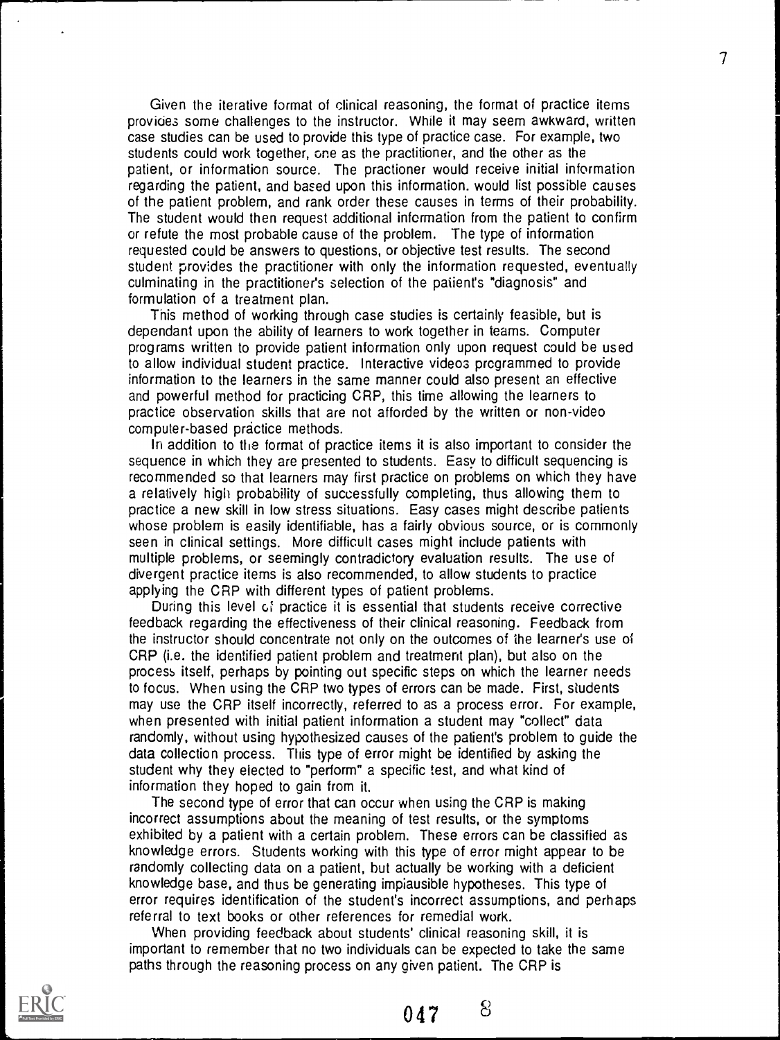Given the iterative format of clinical reasoning, the format of practice items provides some challenges to the instructor. While it may seem awkward, written case studies can be used to provide this type of practice case. For example, two students could work together, one as the practitioner, and the other as the patient, or information source. The practioner would receive initial information regarding the patient, and based upon this information. would list possible causes of the patient problem, and rank order these causes in terms of their probability. The student would then request additional information from the patient to confirm or refute the most probable cause of the problem. The type of information requested could be answers to questions, or objective test results. The second student provides the practitioner with only the information requested, eventually culminating in the practitioner's selection of the patient's "diagnosis" and formulation of a treatment plan.

This method of working through case studies is certainly feasible, but is dependant upon the ability of learners to work together in teams. Computer programs written to provide patient information only upon request could be used to allow individual student practice. Interactive videos programmed to provide information to the learners in the same manner could also present an effective and powerful method for practicing CRP, this time allowing the learners to practice observation skills that are not afforded by the written or non-video computer-based practice methods.

In addition to the format of practice items it is also important to consider the sequence in which they are presented to students. Easy to difficult sequencing is recommended so that learners may first practice on problems on which they have a relatively high probability of successfully completing, thus allowing them to practice a new skill in low stress situations. Easy cases might describe patients whose problem is easily identifiable, has a fairly obvious source, or is commonly seen in clinical settings. More difficult cases might include patients with multiple problems, or seemingly contradictory evaluation results. The use of divergent practice items is also recommended, to allow students to practice applying the CRP with different types of patient problems.

During this level of practice it is essential that students receive corrective feedback regarding the effectiveness of their clinical reasoning. Feedback from the instructor should concentrate not only on the outcomes of the learner's use of CRP (i.e. the identified patient problem and treatment plan), but also on the process itself, perhaps by pointing out specific steps on which the learner needs to focus. When using the CRP two types of errors can be made. First, students may use the CRP itself incorrectly, referred to as a process error. For example, when presented with initial patient information a student may "collect" data randomly, without using hypothesized causes of the patient's problem to guide the data collection process. This type of error might be identified by asking the student why they elected to "perform" a specific test, and what kind of information they hoped to gain from it.

The second type of error that can occur when using the CRP is making incorrect assumptions about the meaning of test results, or the symptoms exhibited by a patient with a certain problem. These errors can be classified as knowledge errors. Students working with this type of error might appear to be randomly collecting data on a patient, but actually be working with a deficient knowledge base, and thus be generating implausible hypotheses. This type of error requires identification of the student's incorrect assumptions, and perhaps referral to text books or other references for remedial work.

When providing feedback about students' clinical reasoning skill, it is important to remember that no two individuals can be expected to take the same paths through the reasoning process on any given patient. The CRP is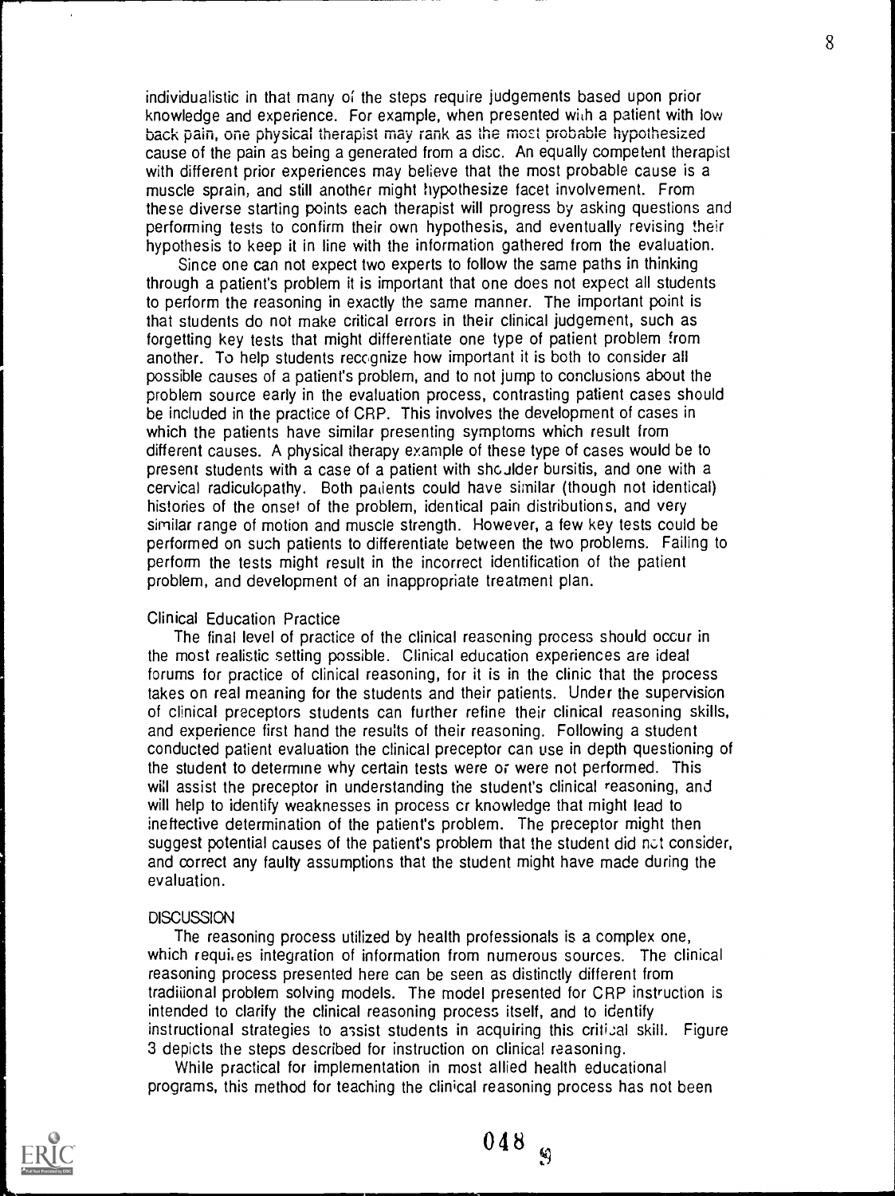individualistic in that many of the steps require judgements based upon prior knowledge and experience. For example, when presented with a patient with low back pain, one physical therapist may rank as the most probable hypothesized cause of the pain as being a generated from a disc. An equally competent therapist with different prior experiences may believe that the most probable cause is a muscle sprain, and still another might hypothesize facet involvement. From these diverse starting points each therapist will progress by asking questions and performing tests to confirm their own hypothesis, and eventually revising their hypothesis to keep it in line with the information gathered from the evaluation.

Since one can not expect two experts to follow the same paths in thinking through a patient's problem it is important that one does not expect all students to perform the reasoning in exactly the same manner. The important point is that students do not make critical errors in their clinical judgement, such as forgetting key tests that might differentiate one type of patient problem from another. To help students recognize how important it is both to consider all possible causes of a patient's problem, and to not jump to conclusions about the problem source early in the evaluation process, contrasting patient cases should be included in the practice of CRP. This involves the development of cases in which the patients have similar presenting symptoms which result from different causes. A physical therapy example of these type of cases would be to present students with a case of a patient with shoulder bursitis, and one with a cervical radiculopathy. Both patients could have similar (though not identical) histories of the onset of the problem, identical pain distributions, and very similar range of motion and muscle strength. However, a few key tests could be performed on such patients to differentiate between the two problems. Failing to perform the tests might result in the incorrect identification of the patient problem, and development of an inappropriate treatment plan.

### Clinical Education Practice

The final level of practice of the clinical reasoning process should occur in the most realistic setting possible. Clinical education experiences are ideal forums for practice of clinical reasoning, for it is in the clinic that the process takes on real meaning for the students and their patients. Under the supervision of clinical preceptors students can further refine their clinical reasoning skills, and experience first hand the results of their reasoning. Following a student conducted patient evaluation the clinical preceptor can use in depth questioning of the student to determine why certain tests were or were not performed. This will assist the preceptor in understanding the student's clinical reasoning, and will help to identify weaknesses in process or knowledge that might lead to ineffective determination of the patient's problem. The preceptor might then suggest potential causes of the patient's problem that the student did not consider, and correct any faulty assumptions that the student might have made during the evaluation.

## DISCUSSION

The reasoning process utilized by health professionals is a complex one, which requires integration of information from numerous sources. The clinical reasoning process presented here can be seen as distinctly different from traditional problem solving models. The model presented for CRP instruction is intended to clarify the clinical reasoning process itself, and to identify instructional strategies to assist students in acquiring this critical skill. Figure 3 depicts the steps described for instruction on clinical reasoning.

While practical for implementation in most allied health educational programs, this method for teaching the clinical reasoning process has not been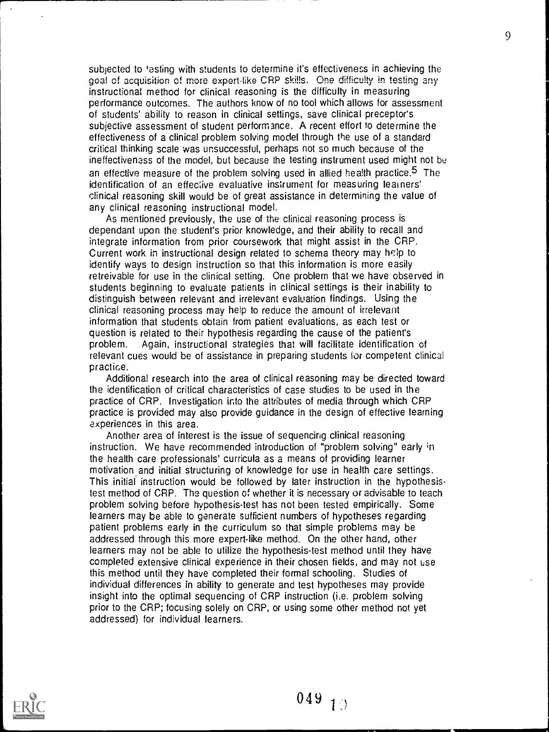subjected to testing with students to determine it's effectiveness in achieving the goal of acquisition of more expert-like CRP skills. One difficulty in testing any instructional method for clinical reasoning is the difficulty in measuring performance outcomes. The authors know of no tool which allows for assessment of students' ability to reason in clinical settings, save clinical preceptor's subjective assessment of student performance. A recent effort to determine the effectiveness of a clinical problem solving model through the use of a standard critical thinking scale was unsuccessful, perhaps not so much because of the ineffectiveness of the model, but because the testing instrument used might not be an effective measure of the problem solving used in allied health practice.[5] The identification of an effective evaluative instrument for measuring learners' clinical reasoning skill would be of great assistance in determining the value of any clinical reasoning instructional model.

As mentioned previously, the use of the clinical reasoning process is dependant upon the student's prior knowledge, and their ability to recall and integrate information from prior coursework that might assist in the CRP. Current work in instructional design related to schema theory may help to identify ways to design instruction so that this information is more easily retreivable for use in the clinical setting. One problem that we have observed in students beginning to evaluate patients in clinical settings is their inability to distinguish between relevant and irrelevant evaluation findings. Using the clinical reasoning process may help to reduce the amount of irrelevant information that students obtain from patient evaluations, as each test or question is related to their hypothesis regarding the cause of the patient's problem. Again, instructional strategies that will facilitate identification of relevant cues would be of assistance in preparing students for competent clinical practice.

Additional research into the area of clinical reasoning may be directed toward the identification of critical characteristics of case studies to be used in the practice of CRP. Investigation into the attributes of media through which CRP practice is provided may also provide guidance in the design of effective learning experiences in this area.

Another area of interest is the issue of sequencing clinical reasoning instruction. We have recommended introduction of "problem solving" early in the health care professionals' curricula as a means of providing learner motivation and initial structuring of knowledge for use in health care settings. This initial instruction would be followed by later instruction in the hypothesis-test method of CRP. The question of whether it is necessary or advisable to teach problem solving before hypothesis-test has not been tested empirically. Some learners may be able to generate sufficient numbers of hypotheses regarding patient problems early in the curriculum so that simple problems may be addressed through this more expert-like method. On the other hand, other learners may not be able to utilize the hypothesis-test method until they have completed extensive clinical experience in their chosen fields, and may not use this method until they have completed their formal schooling. Studies of individual differences in ability to generate and test hypotheses may provide insight into the optimal sequencing of CRP instruction (i.e. problem solving prior to the CRP; focusing solely on CRP, or using some other method not yet addressed) for individual learners.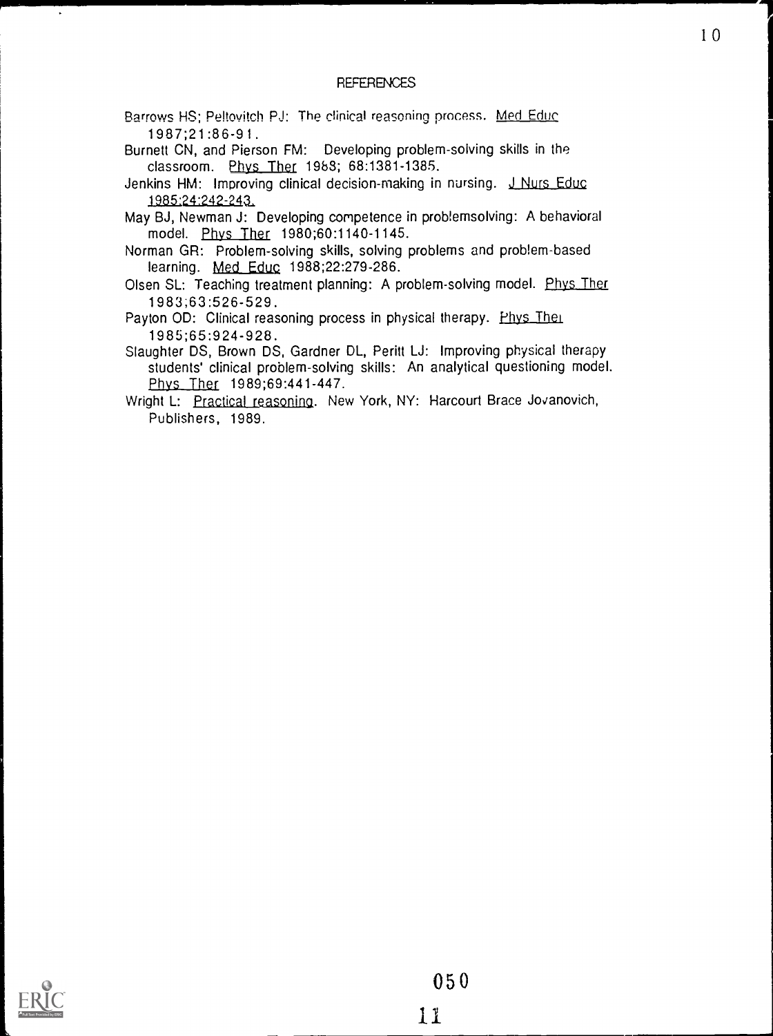## REFERENCES

Barrows HS; Peltovitch PJ: The clinical reasoning process. Med Educ 1987;21:86-91.

Burnett CN, and Pierson FM: Developing problem-solving skills in the classroom. Phys Ther 1988; 68:1381-1385.

Jenkins HM: Improving clinical decision-making in nursing. J Nurs Educ 1985;24:242-243.

May BJ, Newman J: Developing competence in problemsolving: A behavioral model. Phys Ther 1980;60:1140-1145.

Norman GR: Problem-solving skills, solving problems and problem-based learning. Med Educ 1988;22:279-286.

Olsen SL: Teaching treatment planning: A problem-solving model. Phys Ther 1983;63:526-529.

Payton OD: Clinical reasoning process in physical therapy. Phys Ther 1985;65:924-928.

Slaughter DS, Brown DS, Gardner DL, Peritt LJ: Improving physical therapy students' clinical problem-solving skills: An analytical questioning model. Phys Ther 1989;69:441-447.

Wright L: Practical reasoning. New York, NY: Harcourt Brace Jovanovich, Publishers, 1989.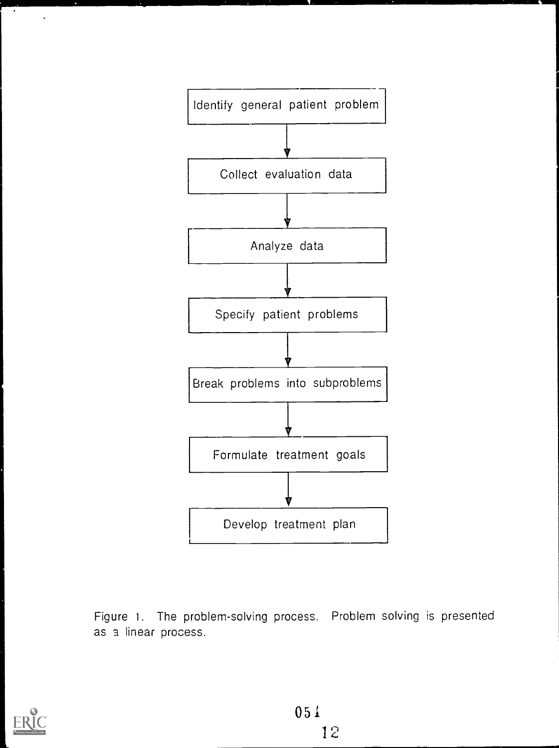Identify general patient problem

↓

Collect evaluation data

↓

Analyze data

↓

Specify patient problems

↓

Break problems into subproblems

↓

Formulate treatment goals

↓

Develop treatment plan

Figure 1. The problem-solving process. Problem solving is presented as a linear process.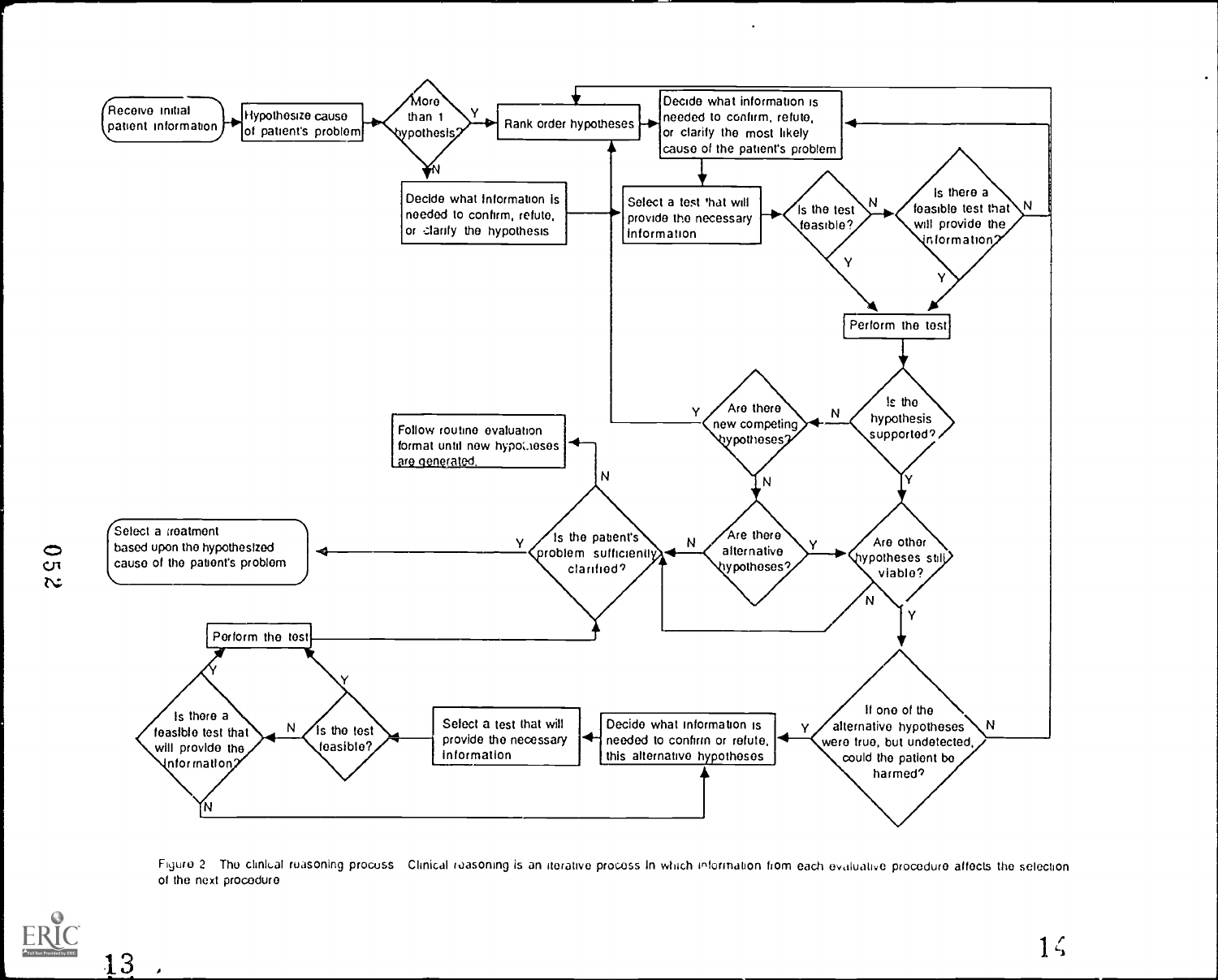Receive initial patient information

Hypothesize cause of patient's problem

More than 1 hypothesis?

Y

N

Rank order hypotheses

Decide what information is needed to confirm, refute, or clarify the most likely cause of the patient's problem

Decide what information is needed to confirm, refute, or clarify the hypothesis

Select a test that will provide the necessary information

Is the test feasible?

N

Y

Is there a feasible test that will provide the information?

N

Y

Perform the test

Is the hypothesis supported?

N

Y

Are there new competing hypotheses?

Y

N

Follow routine evaluation format until new hypotheses are generated.

N

Is the patient's problem sufficiently clarified?

Y

Select a treatment based upon the hypothesized cause of the patient's problem

Are there alternative hypotheses?

N

Y

Are other hypotheses still viable?

N

Y

If one of the alternative hypotheses were true, but undetected, could the patient be harmed?

N

Y

Decide what information is needed to confirm or refute, this alternative hypotheses

Select a test that will provide the necessary information

Is the test feasible?

N

Y

Is there a feasible test that will provide the information?

Y

N

Perform the test

Figure 2 The clinical reasoning process Clinical reasoning is an iterative process in which information from each evaluative procedure affects the selection of the next procedure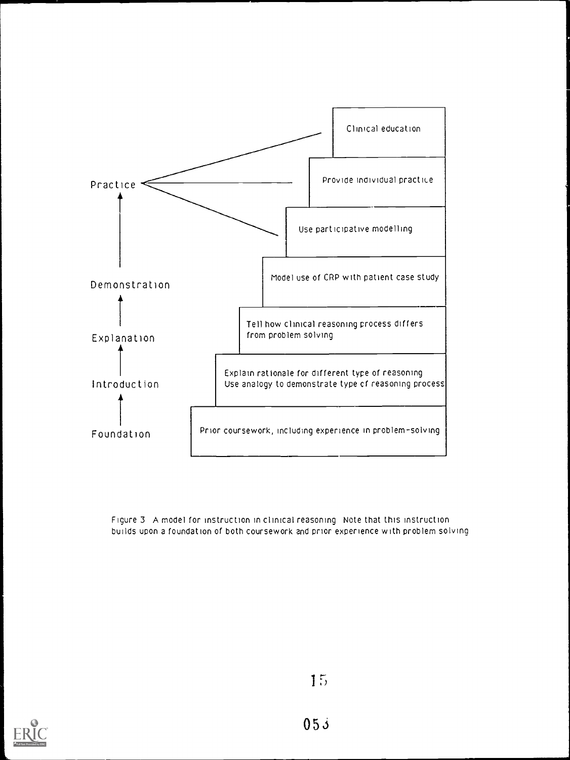Practice

Demonstration

Explanation

Introduction

Foundation

Clinical education

Provide individual practice

Use participative modelling

Model use of CRP with patient case study

Tell how clinical reasoning process differs from problem solving

Explain rationale for different type of reasoning
Use analogy to demonstrate type of reasoning process

Prior coursework, including experience in problem-solving

Figure 3 A model for instruction in clinical reasoning Note that this instruction builds upon a foundation of both coursework and prior experience with problem solving